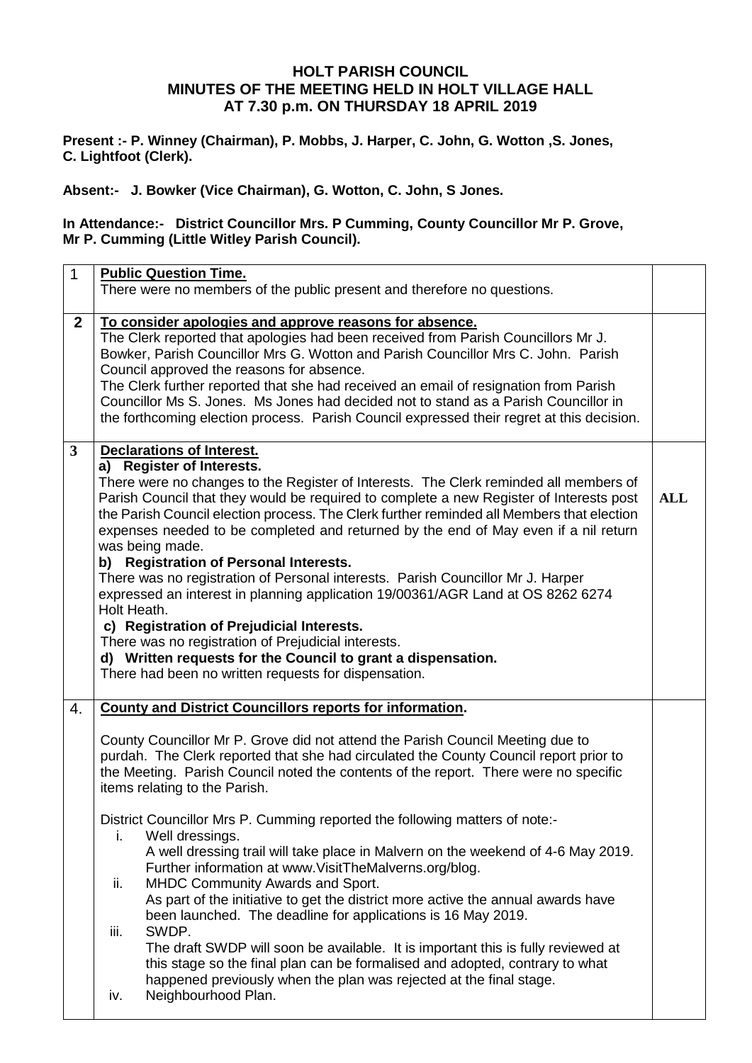# HOLT PARISH COUNCIL
## MINUTES OF THE MEETING HELD IN HOLT VILLAGE HALL AT 7.30 p.m. ON THURSDAY 18 APRIL 2019

**Present :- P. Winney (Chairman), P. Mobbs, J. Harper, C. John, G. Wotton ,S. Jones, C. Lightfoot (Clerk).**

**Absent:- J. Bowker (Vice Chairman), G. Wotton, C. John, S Jones.**

**In Attendance:- District Councillor Mrs. P Cumming, County Councillor Mr P. Grove, Mr P. Cumming (Little Witley Parish Council).**

| | | |
|---|---|---|
| 1 | **Public Question Time.**<br>There were no members of the public present and therefore no questions. | |
| **2** | **To consider apologies and approve reasons for absence.**<br>The Clerk reported that apologies had been received from Parish Councillors Mr J. Bowker, Parish Councillor Mrs G. Wotton and Parish Councillor Mrs C. John. Parish Council approved the reasons for absence.<br>The Clerk further reported that she had received an email of resignation from Parish Councillor Ms S. Jones. Ms Jones had decided not to stand as a Parish Councillor in the forthcoming election process. Parish Council expressed their regret at this decision. | |
| **3** | **Declarations of Interest.**<br>**a) Register of Interests.**<br>There were no changes to the Register of Interests. The Clerk reminded all members of Parish Council that they would be required to complete a new Register of Interests post the Parish Council election process. The Clerk further reminded all Members that election expenses needed to be completed and returned by the end of May even if a nil return was being made.<br>**b) Registration of Personal Interests.**<br>There was no registration of Personal interests. Parish Councillor Mr J. Harper expressed an interest in planning application 19/00361/AGR Land at OS 8262 6274 Holt Heath.<br>**c) Registration of Prejudicial Interests.**<br>There was no registration of Prejudicial interests.<br>**d) Written requests for the Council to grant a dispensation.**<br>There had been no written requests for dispensation. | **ALL** |
| 4. | **County and District Councillors reports for information.**<br><br>County Councillor Mr P. Grove did not attend the Parish Council Meeting due to purdah. The Clerk reported that she had circulated the County Council report prior to the Meeting. Parish Council noted the contents of the report. There were no specific items relating to the Parish.<br><br>District Councillor Mrs P. Cumming reported the following matters of note:-<br>i. Well dressings.<br>A well dressing trail will take place in Malvern on the weekend of 4-6 May 2019. Further information at www.VisitTheMalverns.org/blog.<br>ii. MHDC Community Awards and Sport.<br>As part of the initiative to get the district more active the annual awards have been launched. The deadline for applications is 16 May 2019.<br>iii. SWDP.<br>The draft SWDP will soon be available. It is important this is fully reviewed at this stage so the final plan can be formalised and adopted, contrary to what happened previously when the plan was rejected at the final stage.<br>iv. Neighbourhood Plan. | |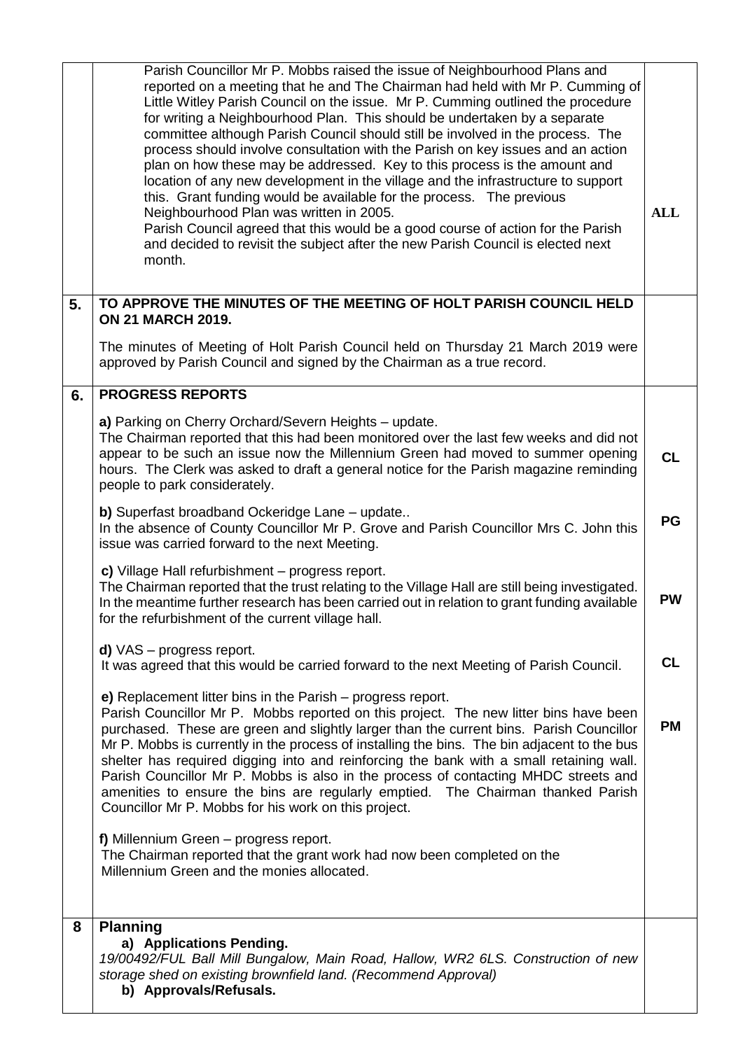| | | |
|---|---|---|
| | Parish Councillor Mr P. Mobbs raised the issue of Neighbourhood Plans and reported on a meeting that he and The Chairman had held with Mr P. Cumming of Little Witley Parish Council on the issue. Mr P. Cumming outlined the procedure for writing a Neighbourhood Plan. This should be undertaken by a separate committee although Parish Council should still be involved in the process. The process should involve consultation with the Parish on key issues and an action plan on how these may be addressed. Key to this process is the amount and location of any new development in the village and the infrastructure to support this. Grant funding would be available for the process. The previous Neighbourhood Plan was written in 2005.<br>Parish Council agreed that this would be a good course of action for the Parish and decided to revisit the subject after the new Parish Council is elected next month. | **ALL** |
| **5.** | **TO APPROVE THE MINUTES OF THE MEETING OF HOLT PARISH COUNCIL HELD ON 21 MARCH 2019.**<br><br>The minutes of Meeting of Holt Parish Council held on Thursday 21 March 2019 were approved by Parish Council and signed by the Chairman as a true record. | |
| **6.** | **PROGRESS REPORTS**<br><br>**a)** Parking on Cherry Orchard/Severn Heights – update.<br>The Chairman reported that this had been monitored over the last few weeks and did not appear to be such an issue now the Millennium Green had moved to summer opening hours. The Clerk was asked to draft a general notice for the Parish magazine reminding people to park considerately. | **CL** |
| | **b)** Superfast broadband Ockeridge Lane – update..<br>In the absence of County Councillor Mr P. Grove and Parish Councillor Mrs C. John this issue was carried forward to the next Meeting. | **PG** |
| | **c)** Village Hall refurbishment – progress report.<br>The Chairman reported that the trust relating to the Village Hall are still being investigated. In the meantime further research has been carried out in relation to grant funding available for the refurbishment of the current village hall. | **PW** |
| | **d)** VAS – progress report.<br>It was agreed that this would be carried forward to the next Meeting of Parish Council. | **CL** |
| | **e)** Replacement litter bins in the Parish – progress report.<br>Parish Councillor Mr P. Mobbs reported on this project. The new litter bins have been purchased. These are green and slightly larger than the current bins. Parish Councillor Mr P. Mobbs is currently in the process of installing the bins. The bin adjacent to the bus shelter has required digging into and reinforcing the bank with a small retaining wall. Parish Councillor Mr P. Mobbs is also in the process of contacting MHDC streets and amenities to ensure the bins are regularly emptied. The Chairman thanked Parish Councillor Mr P. Mobbs for his work on this project. | **PM** |
| | **f)** Millennium Green – progress report.<br>The Chairman reported that the grant work had now been completed on the Millennium Green and the monies allocated. | |
| **8** | **Planning**<br>**a) Applications Pending.**<br>*19/00492/FUL Ball Mill Bungalow, Main Road, Hallow, WR2 6LS. Construction of new storage shed on existing brownfield land. (Recommend Approval)*<br>**b) Approvals/Refusals.** | |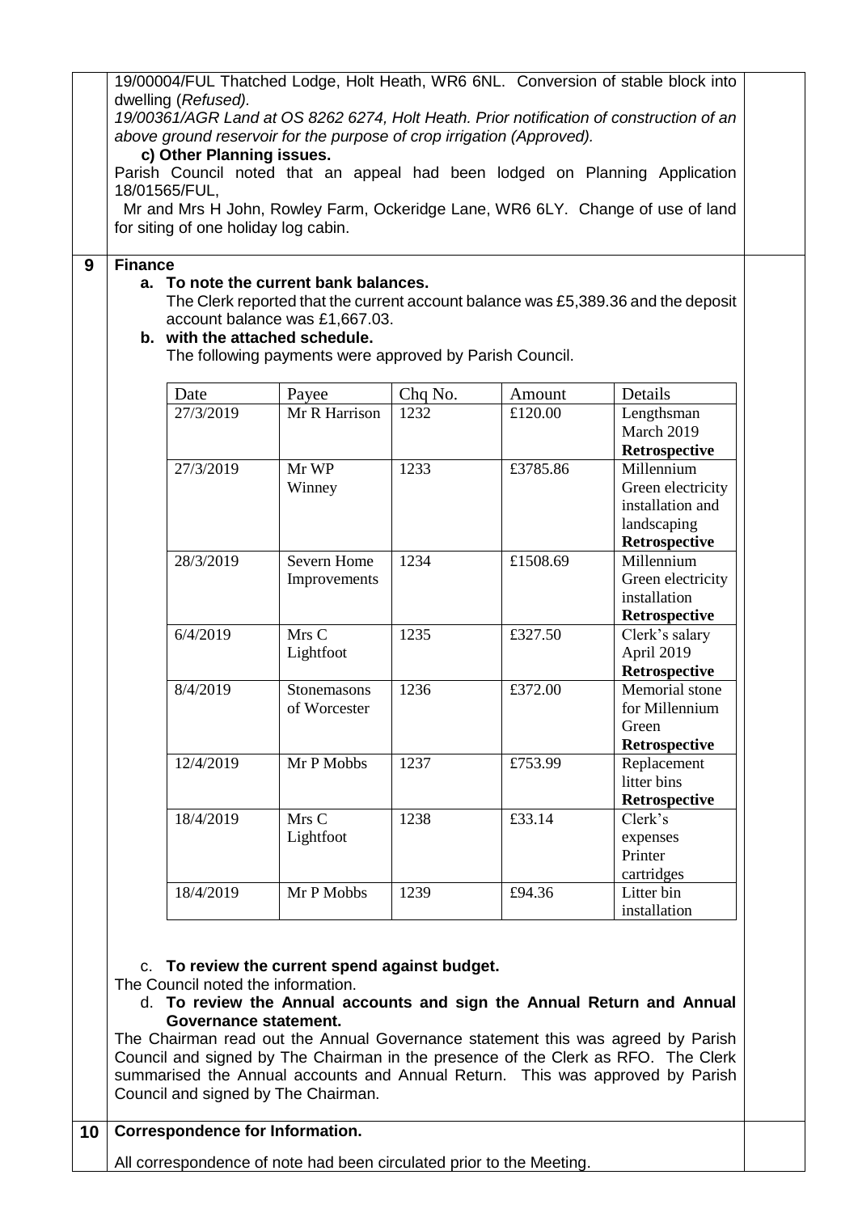19/00004/FUL Thatched Lodge, Holt Heath, WR6 6NL. Conversion of stable block into dwelling (*Refused).*

*19/00361/AGR Land at OS 8262 6274, Holt Heath. Prior notification of construction of an above ground reservoir for the purpose of crop irrigation (Approved).*

**c) Other Planning issues.**

Parish Council noted that an appeal had been lodged on Planning Application 18/01565/FUL,

Mr and Mrs H John, Rowley Farm, Ockeridge Lane, WR6 6LY. Change of use of land for siting of one holiday log cabin.

**9 Finance**

**a. To note the current bank balances.**

The Clerk reported that the current account balance was £5,389.36 and the deposit account balance was £1,667.03.

**b. with the attached schedule.**

The following payments were approved by Parish Council.

| Date | Payee | Chq No. | Amount | Details |
|---|---|---|---|---|
| 27/3/2019 | Mr R Harrison | 1232 | £120.00 | Lengthsman March 2019 **Retrospective** |
| 27/3/2019 | Mr WP Winney | 1233 | £3785.86 | Millennium Green electricity installation and landscaping **Retrospective** |
| 28/3/2019 | Severn Home Improvements | 1234 | £1508.69 | Millennium Green electricity installation **Retrospective** |
| 6/4/2019 | Mrs C Lightfoot | 1235 | £327.50 | Clerk's salary April 2019 **Retrospective** |
| 8/4/2019 | Stonemasons of Worcester | 1236 | £372.00 | Memorial stone for Millennium Green **Retrospective** |
| 12/4/2019 | Mr P Mobbs | 1237 | £753.99 | Replacement litter bins **Retrospective** |
| 18/4/2019 | Mrs C Lightfoot | 1238 | £33.14 | Clerk's expenses Printer cartridges |
| 18/4/2019 | Mr P Mobbs | 1239 | £94.36 | Litter bin installation |

c. **To review the current spend against budget.**

The Council noted the information.

d. **To review the Annual accounts and sign the Annual Return and Annual Governance statement.**

The Chairman read out the Annual Governance statement this was agreed by Parish Council and signed by The Chairman in the presence of the Clerk as RFO. The Clerk summarised the Annual accounts and Annual Return. This was approved by Parish Council and signed by The Chairman.

**10 Correspondence for Information.**

All correspondence of note had been circulated prior to the Meeting.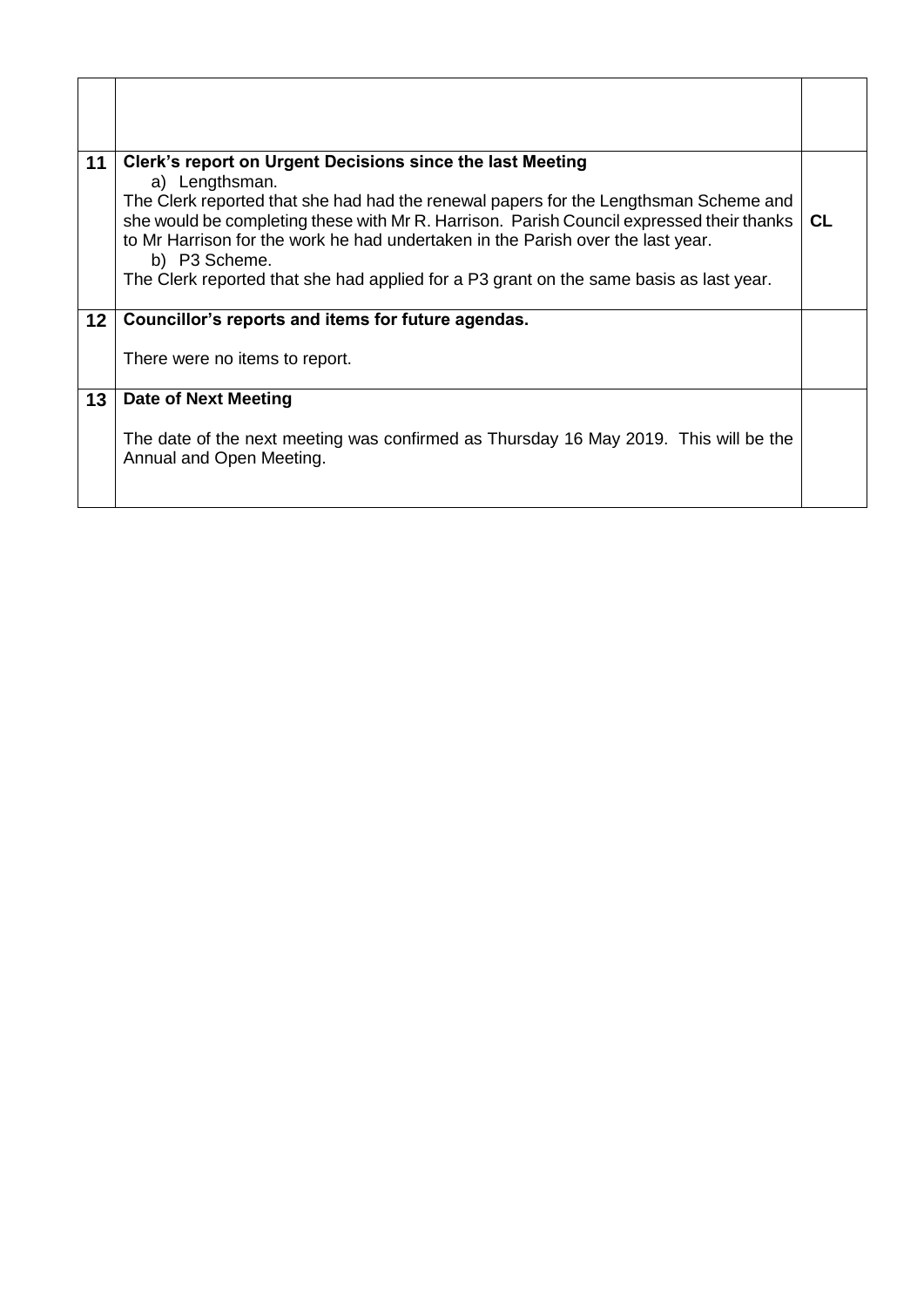| | | |
|---|---|---|
| | | |
| **11** | **Clerk's report on Urgent Decisions since the last Meeting**<br>a) Lengthsman.<br>The Clerk reported that she had had the renewal papers for the Lengthsman Scheme and she would be completing these with Mr R. Harrison. Parish Council expressed their thanks to Mr Harrison for the work he had undertaken in the Parish over the last year.<br>b) P3 Scheme.<br>The Clerk reported that she had applied for a P3 grant on the same basis as last year. | **CL** |
| **12** | **Councillor's reports and items for future agendas.**<br><br>There were no items to report. | |
| **13** | **Date of Next Meeting**<br><br>The date of the next meeting was confirmed as Thursday 16 May 2019. This will be the Annual and Open Meeting. | |